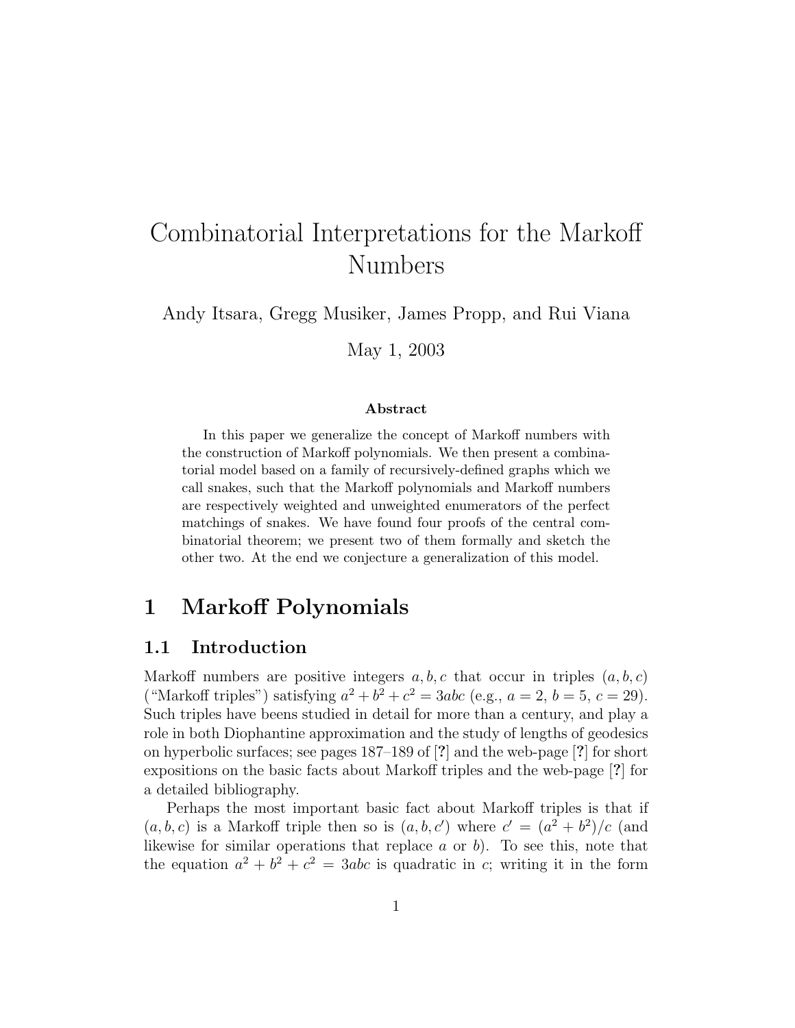# Combinatorial Interpretations for the Markoff Numbers

Andy Itsara, Gregg Musiker, James Propp, and Rui Viana

May 1, 2003

**Abstract**

In this paper we generalize the concept of Markoff numbers with the construction of Markoff polynomials. We then present a combinatorial model based on a family of recursively-defined graphs which we call snakes, such that the Markoff polynomials and Markoff numbers are respectively weighted and unweighted enumerators of the perfect matchings of snakes. We have found four proofs of the central combinatorial theorem; we present two of them formally and sketch the other two. At the end we conjecture a generalization of this model.

## 1 Markoff Polynomials

### 1.1 Introduction

Markoff numbers are positive integers $a, b, c$ that occur in triples $(a, b, c)$ ("Markoff triples") satisfying $a^2 + b^2 + c^2 = 3abc$ (e.g., $a = 2$, $b = 5$, $c = 29$). Such triples have beens studied in detail for more than a century, and play a role in both Diophantine approximation and the study of lengths of geodesics on hyperbolic surfaces; see pages 187–189 of [?] and the web-page [?] for short expositions on the basic facts about Markoff triples and the web-page [?] for a detailed bibliography.

Perhaps the most important basic fact about Markoff triples is that if $(a, b, c)$ is a Markoff triple then so is $(a, b, c')$ where $c' = (a^2 + b^2)/c$ (and likewise for similar operations that replace $a$ or $b$). To see this, note that the equation $a^2 + b^2 + c^2 = 3abc$ is quadratic in $c$; writing it in the form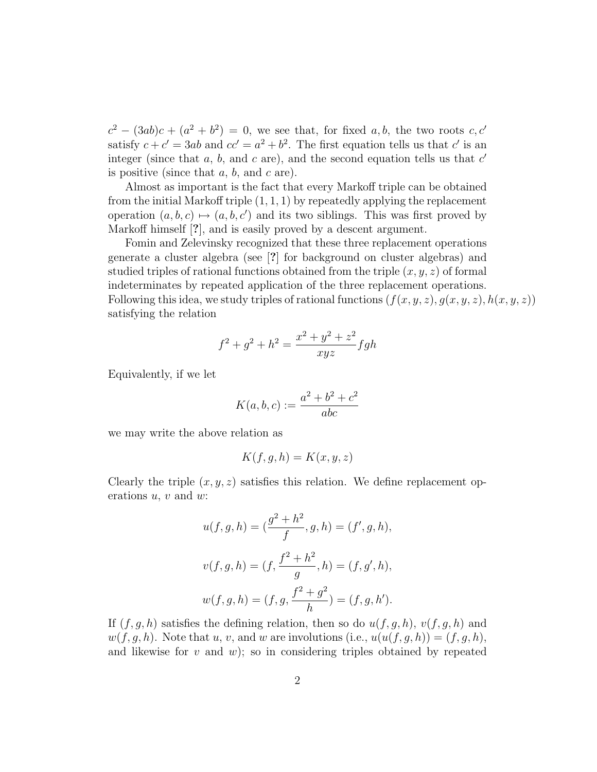$c^2 - (3ab)c + (a^2 + b^2) = 0$, we see that, for fixed $a, b$, the two roots $c, c'$ satisfy $c + c' = 3ab$ and $cc' = a^2 + b^2$. The first equation tells us that $c'$ is an integer (since that $a$, $b$, and $c$ are), and the second equation tells us that $c'$ is positive (since that $a$, $b$, and $c$ are).

Almost as important is the fact that every Markoff triple can be obtained from the initial Markoff triple $(1, 1, 1)$ by repeatedly applying the replacement operation $(a, b, c) \mapsto (a, b, c')$ and its two siblings. This was first proved by Markoff himself [**?**], and is easily proved by a descent argument.

Fomin and Zelevinsky recognized that these three replacement operations generate a cluster algebra (see [**?**] for background on cluster algebras) and studied triples of rational functions obtained from the triple $(x, y, z)$ of formal indeterminates by repeated application of the three replacement operations. Following this idea, we study triples of rational functions $(f(x, y, z), g(x, y, z), h(x, y, z))$ satisfying the relation

$$f^2 + g^2 + h^2 = \frac{x^2 + y^2 + z^2}{xyz} fgh$$

Equivalently, if we let

$$K(a, b, c) := \frac{a^2 + b^2 + c^2}{abc}$$

we may write the above relation as

$$K(f, g, h) = K(x, y, z)$$

Clearly the triple $(x, y, z)$ satisfies this relation. We define replacement operations $u$, $v$ and $w$:

$$u(f, g, h) = (\frac{g^2 + h^2}{f}, g, h) = (f', g, h),$$

$$v(f, g, h) = (f, \frac{f^2 + h^2}{g}, h) = (f, g', h),$$

$$w(f, g, h) = (f, g, \frac{f^2 + g^2}{h}) = (f, g, h').$$

If $(f, g, h)$ satisfies the defining relation, then so do $u(f, g, h)$, $v(f, g, h)$ and $w(f, g, h)$. Note that $u$, $v$, and $w$ are involutions (i.e., $u(u(f, g, h)) = (f, g, h)$, and likewise for $v$ and $w$); so in considering triples obtained by repeated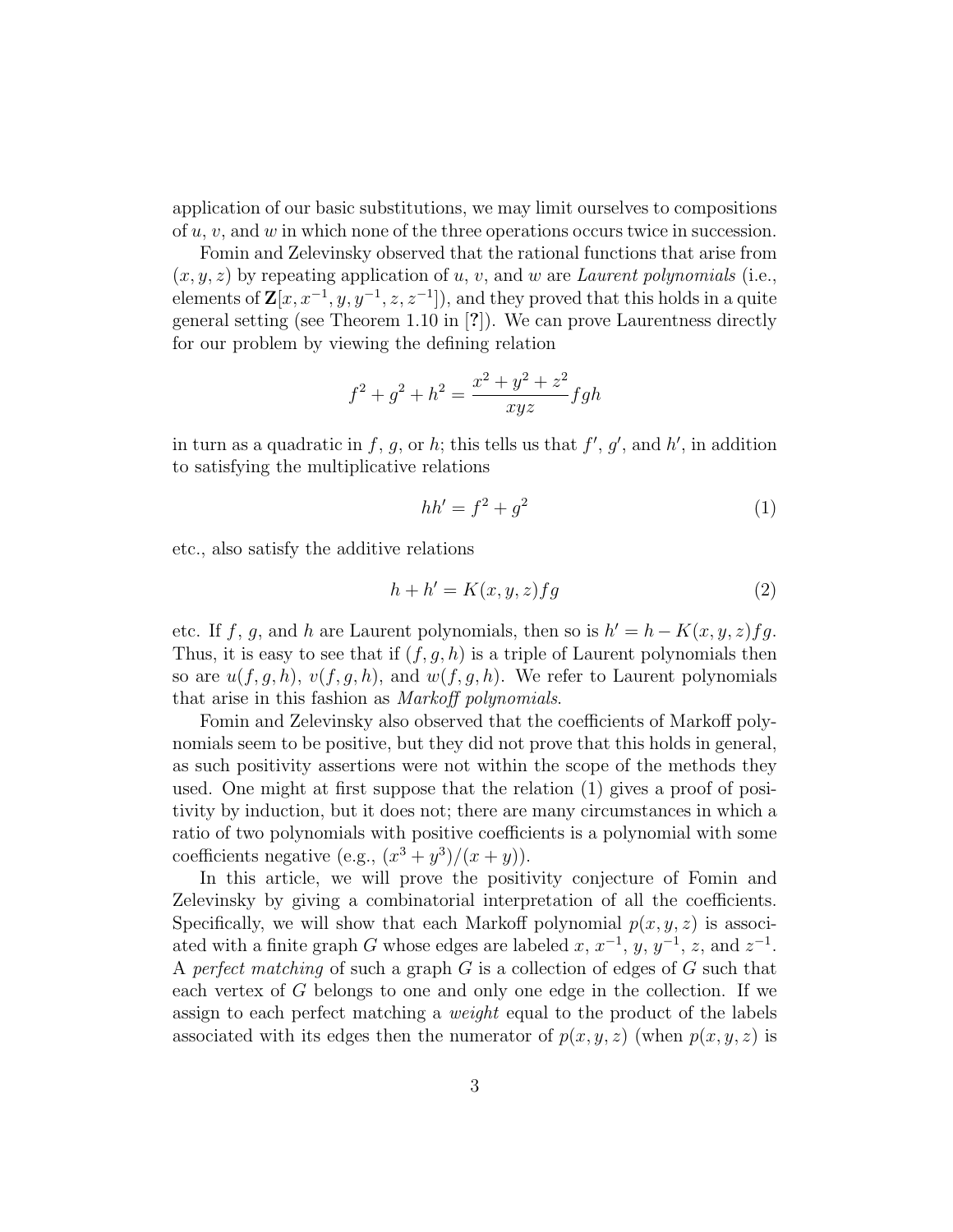application of our basic substitutions, we may limit ourselves to compositions of $u$, $v$, and $w$ in which none of the three operations occurs twice in succession.

Fomin and Zelevinsky observed that the rational functions that arise from $(x, y, z)$ by repeating application of $u$, $v$, and $w$ are *Laurent polynomials* (i.e., elements of $\mathbf{Z}[x, x^{-1}, y, y^{-1}, z, z^{-1}]$), and they proved that this holds in a quite general setting (see Theorem 1.10 in [**?**]). We can prove Laurentness directly for our problem by viewing the defining relation

$$f^2 + g^2 + h^2 = \frac{x^2 + y^2 + z^2}{xyz} fgh$$

in turn as a quadratic in $f$, $g$, or $h$; this tells us that $f'$, $g'$, and $h'$, in addition to satisfying the multiplicative relations

$$hh' = f^2 + g^2 \tag{1}$$

etc., also satisfy the additive relations

$$h + h' = K(x, y, z) fg \tag{2}$$

etc. If $f$, $g$, and $h$ are Laurent polynomials, then so is $h' = h - K(x, y, z) fg$. Thus, it is easy to see that if $(f, g, h)$ is a triple of Laurent polynomials then so are $u(f, g, h)$, $v(f, g, h)$, and $w(f, g, h)$. We refer to Laurent polynomials that arise in this fashion as *Markoff polynomials*.

Fomin and Zelevinsky also observed that the coefficients of Markoff polynomials seem to be positive, but they did not prove that this holds in general, as such positivity assertions were not within the scope of the methods they used. One might at first suppose that the relation (1) gives a proof of positivity by induction, but it does not; there are many circumstances in which a ratio of two polynomials with positive coefficients is a polynomial with some coefficients negative (e.g., $(x^3 + y^3)/(x + y)$).

In this article, we will prove the positivity conjecture of Fomin and Zelevinsky by giving a combinatorial interpretation of all the coefficients. Specifically, we will show that each Markoff polynomial $p(x, y, z)$ is associated with a finite graph $G$ whose edges are labeled $x$, $x^{-1}$, $y$, $y^{-1}$, $z$, and $z^{-1}$. A *perfect matching* of such a graph $G$ is a collection of edges of $G$ such that each vertex of $G$ belongs to one and only one edge in the collection. If we assign to each perfect matching a *weight* equal to the product of the labels associated with its edges then the numerator of $p(x, y, z)$ (when $p(x, y, z)$ is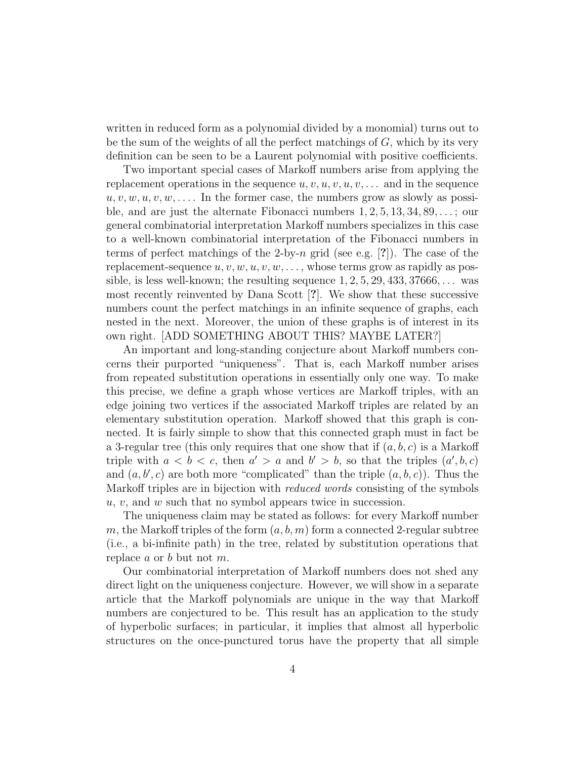written in reduced form as a polynomial divided by a monomial) turns out to be the sum of the weights of all the perfect matchings of $G$, which by its very definition can be seen to be a Laurent polynomial with positive coefficients.

Two important special cases of Markoff numbers arise from applying the replacement operations in the sequence $u, v, u, v, u, v, \ldots$ and in the sequence $u, v, w, u, v, w, \ldots$. In the former case, the numbers grow as slowly as possible, and are just the alternate Fibonacci numbers $1, 2, 5, 13, 34, 89, \ldots$; our general combinatorial interpretation Markoff numbers specializes in this case to a well-known combinatorial interpretation of the Fibonacci numbers in terms of perfect matchings of the 2-by-$n$ grid (see e.g. [**?**]). The case of the replacement-sequence $u, v, w, u, v, w, \ldots$, whose terms grow as rapidly as possible, is less well-known; the resulting sequence $1, 2, 5, 29, 433, 37666, \ldots$ was most recently reinvented by Dana Scott [**?**]. We show that these successive numbers count the perfect matchings in an infinite sequence of graphs, each nested in the next. Moreover, the union of these graphs is of interest in its own right. [ADD SOMETHING ABOUT THIS? MAYBE LATER?]

An important and long-standing conjecture about Markoff numbers concerns their purported "uniqueness". That is, each Markoff number arises from repeated substitution operations in essentially only one way. To make this precise, we define a graph whose vertices are Markoff triples, with an edge joining two vertices if the associated Markoff triples are related by an elementary substitution operation. Markoff showed that this graph is connected. It is fairly simple to show that this connected graph must in fact be a 3-regular tree (this only requires that one show that if $(a, b, c)$ is a Markoff triple with $a < b < c$, then $a' > a$ and $b' > b$, so that the triples $(a', b, c)$ and $(a, b', c)$ are both more "complicated" than the triple $(a, b, c)$). Thus the Markoff triples are in bijection with *reduced words* consisting of the symbols $u$, $v$, and $w$ such that no symbol appears twice in succession.

The uniqueness claim may be stated as follows: for every Markoff number $m$, the Markoff triples of the form $(a, b, m)$ form a connected 2-regular subtree (i.e., a bi-infinite path) in the tree, related by substitution operations that replace $a$ or $b$ but not $m$.

Our combinatorial interpretation of Markoff numbers does not shed any direct light on the uniqueness conjecture. However, we will show in a separate article that the Markoff polynomials are unique in the way that Markoff numbers are conjectured to be. This result has an application to the study of hyperbolic surfaces; in particular, it implies that almost all hyperbolic structures on the once-punctured torus have the property that all simple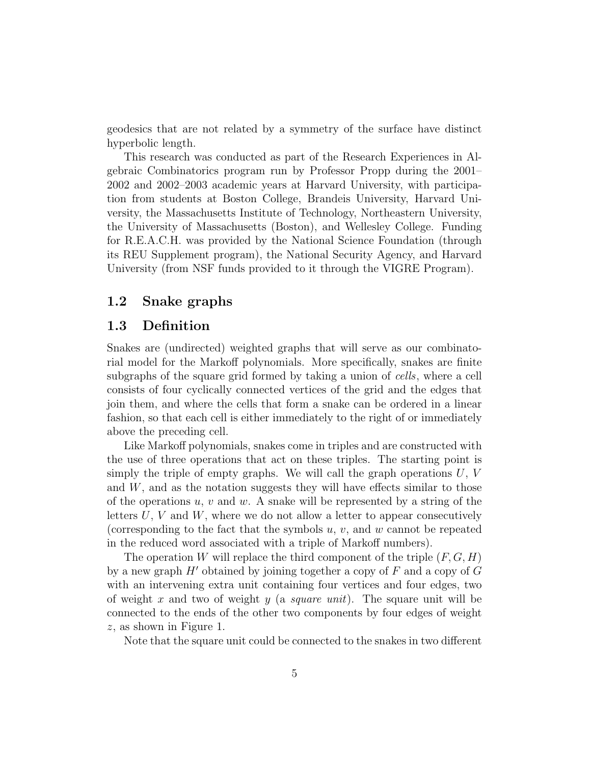geodesics that are not related by a symmetry of the surface have distinct hyperbolic length.

This research was conducted as part of the Research Experiences in Algebraic Combinatorics program run by Professor Propp during the 2001–2002 and 2002–2003 academic years at Harvard University, with participation from students at Boston College, Brandeis University, Harvard University, the Massachusetts Institute of Technology, Northeastern University, the University of Massachusetts (Boston), and Wellesley College. Funding for R.E.A.C.H. was provided by the National Science Foundation (through its REU Supplement program), the National Security Agency, and Harvard University (from NSF funds provided to it through the VIGRE Program).

## 1.2 Snake graphs

## 1.3 Definition

Snakes are (undirected) weighted graphs that will serve as our combinatorial model for the Markoff polynomials. More specifically, snakes are finite subgraphs of the square grid formed by taking a union of *cells*, where a cell consists of four cyclically connected vertices of the grid and the edges that join them, and where the cells that form a snake can be ordered in a linear fashion, so that each cell is either immediately to the right of or immediately above the preceding cell.

Like Markoff polynomials, snakes come in triples and are constructed with the use of three operations that act on these triples. The starting point is simply the triple of empty graphs. We will call the graph operations $U$, $V$ and $W$, and as the notation suggests they will have effects similar to those of the operations $u$, $v$ and $w$. A snake will be represented by a string of the letters $U$, $V$ and $W$, where we do not allow a letter to appear consecutively (corresponding to the fact that the symbols $u$, $v$, and $w$ cannot be repeated in the reduced word associated with a triple of Markoff numbers).

The operation $W$ will replace the third component of the triple $(F, G, H)$ by a new graph $H'$ obtained by joining together a copy of $F$ and a copy of $G$ with an intervening extra unit containing four vertices and four edges, two of weight $x$ and two of weight $y$ (a *square unit*). The square unit will be connected to the ends of the other two components by four edges of weight $z$, as shown in Figure 1.

Note that the square unit could be connected to the snakes in two different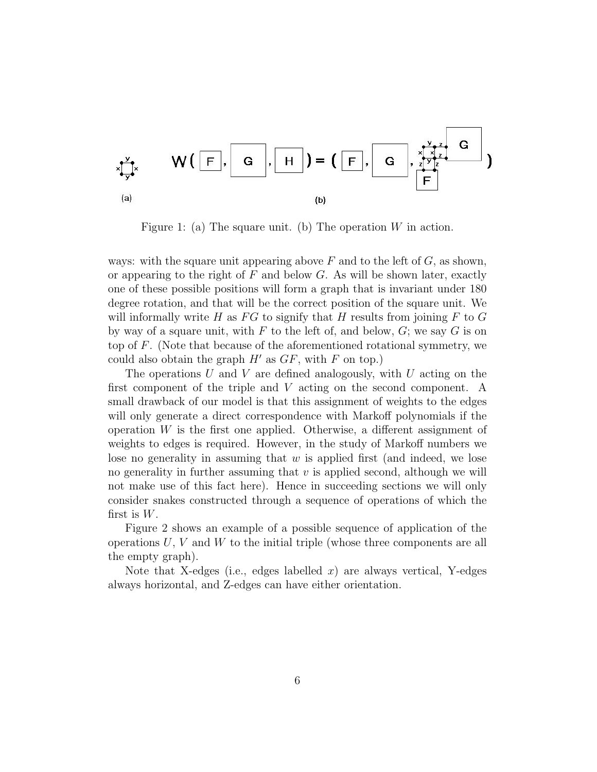Figure 1: (a) The square unit. (b) The operation $W$ in action.

ways: with the square unit appearing above $F$ and to the left of $G$, as shown, or appearing to the right of $F$ and below $G$. As will be shown later, exactly one of these possible positions will form a graph that is invariant under 180 degree rotation, and that will be the correct position of the square unit. We will informally write $H$ as $FG$ to signify that $H$ results from joining $F$ to $G$ by way of a square unit, with $F$ to the left of, and below, $G$; we say $G$ is on top of $F$. (Note that because of the aforementioned rotational symmetry, we could also obtain the graph $H'$ as $GF$, with $F$ on top.)

The operations $U$ and $V$ are defined analogously, with $U$ acting on the first component of the triple and $V$ acting on the second component. A small drawback of our model is that this assignment of weights to the edges will only generate a direct correspondence with Markoff polynomials if the operation $W$ is the first one applied. Otherwise, a different assignment of weights to edges is required. However, in the study of Markoff numbers we lose no generality in assuming that $w$ is applied first (and indeed, we lose no generality in further assuming that $v$ is applied second, although we will not make use of this fact here). Hence in succeeding sections we will only consider snakes constructed through a sequence of operations of which the first is $W$.

Figure 2 shows an example of a possible sequence of application of the operations $U$, $V$ and $W$ to the initial triple (whose three components are all the empty graph).

Note that X-edges (i.e., edges labelled $x$) are always vertical, Y-edges always horizontal, and Z-edges can have either orientation.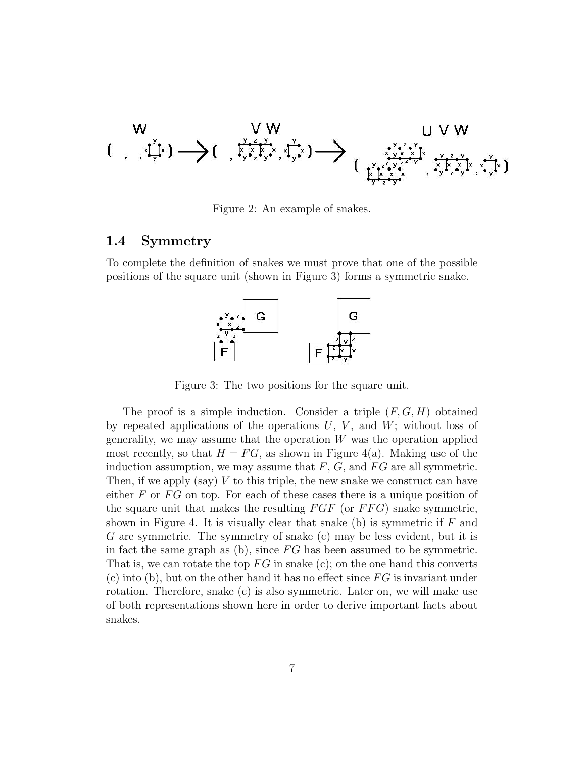Figure 2: An example of snakes.

## 1.4 Symmetry

To complete the definition of snakes we must prove that one of the possible positions of the square unit (shown in Figure 3) forms a symmetric snake.

Figure 3: The two positions for the square unit.

The proof is a simple induction. Consider a triple $(F, G, H)$ obtained by repeated applications of the operations $U$, $V$, and $W$; without loss of generality, we may assume that the operation $W$ was the operation applied most recently, so that $H = FG$, as shown in Figure 4(a). Making use of the induction assumption, we may assume that $F$, $G$, and $FG$ are all symmetric. Then, if we apply (say) $V$ to this triple, the new snake we construct can have either $F$ or $FG$ on top. For each of these cases there is a unique position of the square unit that makes the resulting $FGF$ (or $FFG$) snake symmetric, shown in Figure 4. It is visually clear that snake (b) is symmetric if $F$ and $G$ are symmetric. The symmetry of snake (c) may be less evident, but it is in fact the same graph as (b), since $FG$ has been assumed to be symmetric. That is, we can rotate the top $FG$ in snake (c); on the one hand this converts (c) into (b), but on the other hand it has no effect since $FG$ is invariant under rotation. Therefore, snake (c) is also symmetric. Later on, we will make use of both representations shown here in order to derive important facts about snakes.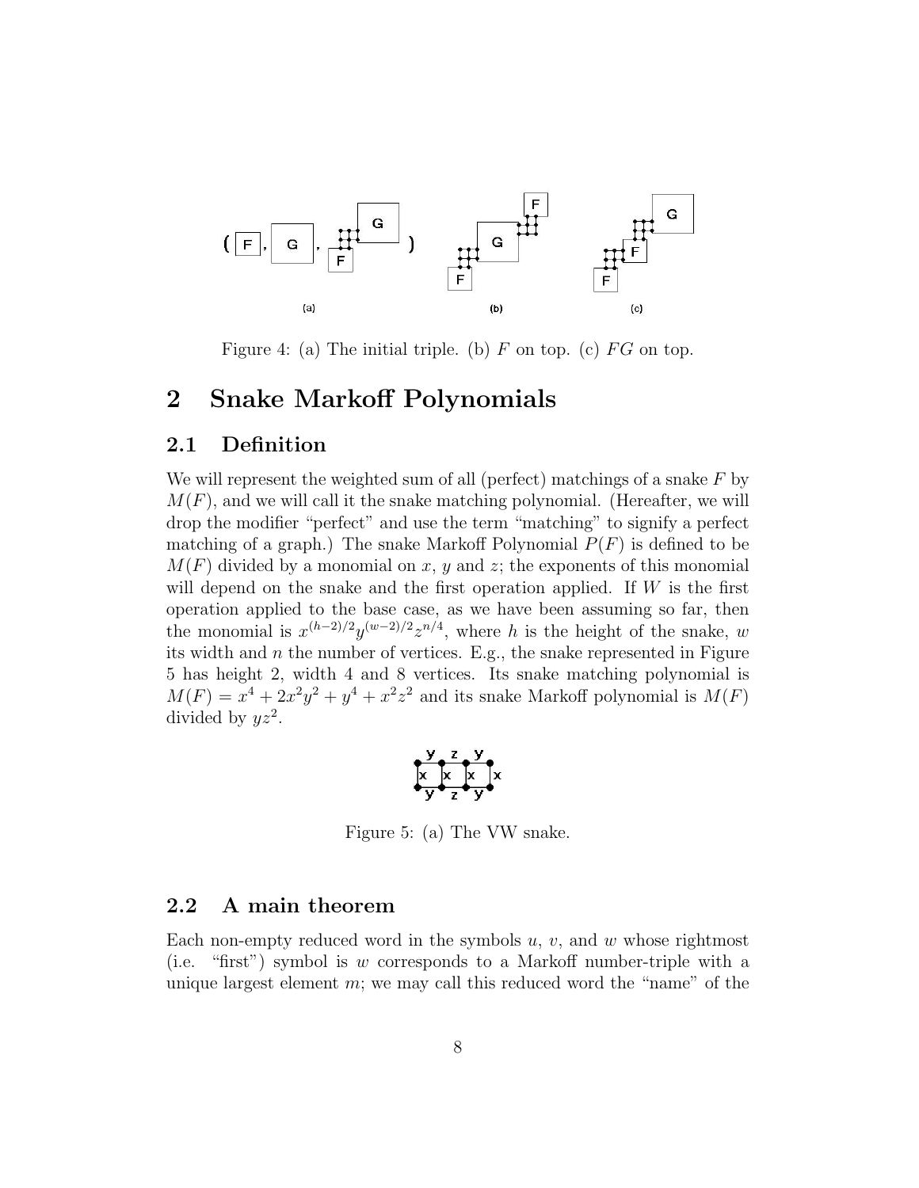Figure 4: (a) The initial triple. (b) $F$ on top. (c) $FG$ on top.

# 2 Snake Markoff Polynomials

## 2.1 Definition

We will represent the weighted sum of all (perfect) matchings of a snake $F$ by $M(F)$, and we will call it the snake matching polynomial. (Hereafter, we will drop the modifier "perfect" and use the term "matching" to signify a perfect matching of a graph.) The snake Markoff Polynomial $P(F)$ is defined to be $M(F)$ divided by a monomial on $x$, $y$ and $z$; the exponents of this monomial will depend on the snake and the first operation applied. If $W$ is the first operation applied to the base case, as we have been assuming so far, then the monomial is $x^{(h-2)/2}y^{(w-2)/2}z^{n/4}$, where $h$ is the height of the snake, $w$ its width and $n$ the number of vertices. E.g., the snake represented in Figure 5 has height 2, width 4 and 8 vertices. Its snake matching polynomial is $M(F) = x^4 + 2x^2y^2 + y^4 + x^2z^2$ and its snake Markoff polynomial is $M(F)$ divided by $yz^2$.

Figure 5: (a) The VW snake.

## 2.2 A main theorem

Each non-empty reduced word in the symbols $u$, $v$, and $w$ whose rightmost (i.e. "first") symbol is $w$ corresponds to a Markoff number-triple with a unique largest element $m$; we may call this reduced word the "name" of the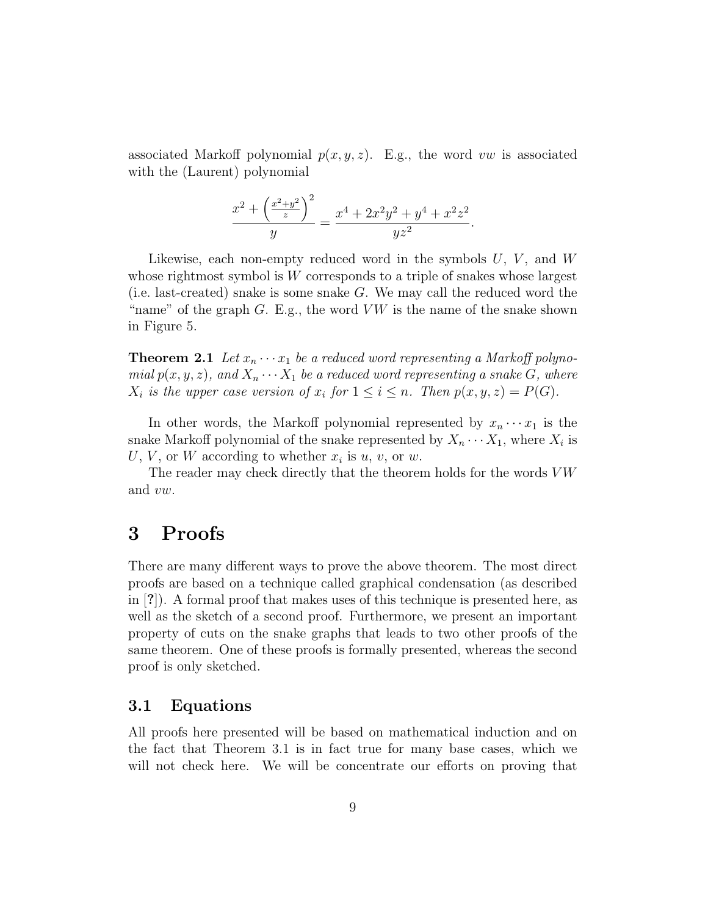associated Markoff polynomial $p(x, y, z)$. E.g., the word $vw$ is associated with the (Laurent) polynomial

$$\frac{x^2 + \left(\frac{x^2+y^2}{z}\right)^2}{y} = \frac{x^4 + 2x^2y^2 + y^4 + x^2z^2}{yz^2}.$$

Likewise, each non-empty reduced word in the symbols $U$, $V$, and $W$ whose rightmost symbol is $W$ corresponds to a triple of snakes whose largest (i.e. last-created) snake is some snake $G$. We may call the reduced word the "name" of the graph $G$. E.g., the word $VW$ is the name of the snake shown in Figure 5.

**Theorem 2.1** *Let $x_n \cdots x_1$ be a reduced word representing a Markoff polynomial $p(x, y, z)$, and $X_n \cdots X_1$ be a reduced word representing a snake $G$, where $X_i$ is the upper case version of $x_i$ for $1 \leq i \leq n$. Then $p(x, y, z) = P(G)$.*

In other words, the Markoff polynomial represented by $x_n \cdots x_1$ is the snake Markoff polynomial of the snake represented by $X_n \cdots X_1$, where $X_i$ is $U$, $V$, or $W$ according to whether $x_i$ is $u$, $v$, or $w$.

The reader may check directly that the theorem holds for the words $VW$ and $vw$.

# 3 Proofs

There are many different ways to prove the above theorem. The most direct proofs are based on a technique called graphical condensation (as described in [**?**]). A formal proof that makes uses of this technique is presented here, as well as the sketch of a second proof. Furthermore, we present an important property of cuts on the snake graphs that leads to two other proofs of the same theorem. One of these proofs is formally presented, whereas the second proof is only sketched.

## 3.1 Equations

All proofs here presented will be based on mathematical induction and on the fact that Theorem 3.1 is in fact true for many base cases, which we will not check here. We will be concentrate our efforts on proving that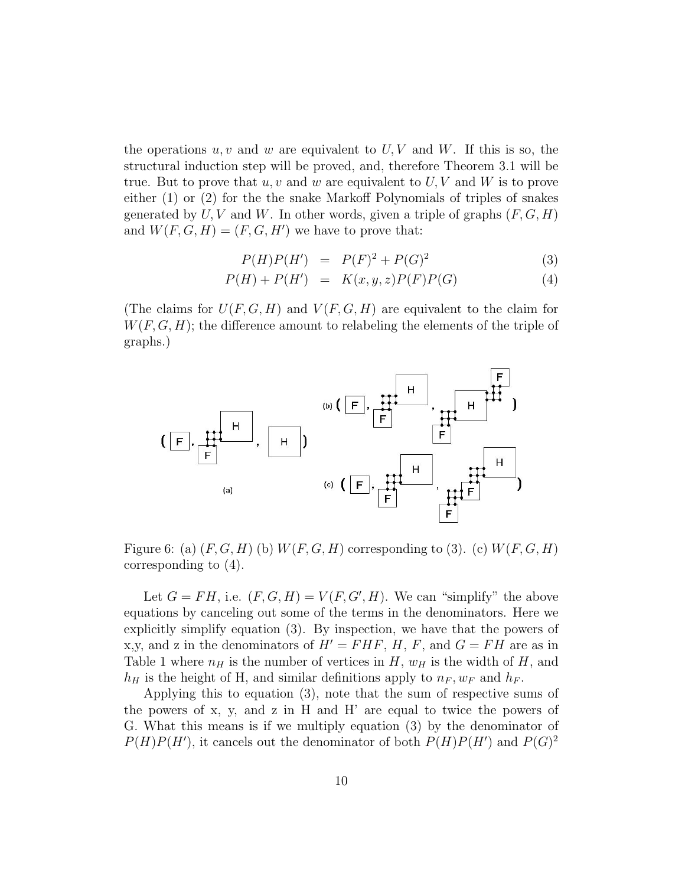the operations $u, v$ and $w$ are equivalent to $U, V$ and $W$. If this is so, the structural induction step will be proved, and, therefore Theorem 3.1 will be true. But to prove that $u, v$ and $w$ are equivalent to $U, V$ and $W$ is to prove either (1) or (2) for the the snake Markoff Polynomials of triples of snakes generated by $U, V$ and $W$. In other words, given a triple of graphs $(F, G, H)$ and $W(F, G, H) = (F, G, H')$ we have to prove that:

$$P(H)P(H') = P(F)^2 + P(G)^2 \tag{3}$$

$$P(H) + P(H') = K(x, y, z)P(F)P(G) \tag{4}$$

(The claims for $U(F, G, H)$ and $V(F, G, H)$ are equivalent to the claim for $W(F, G, H)$; the difference amount to relabeling the elements of the triple of graphs.)

Figure 6: (a) $(F, G, H)$ (b) $W(F, G, H)$ corresponding to (3). (c) $W(F, G, H)$ corresponding to (4).

Let $G = FH$, i.e. $(F, G, H) = V(F, G', H)$. We can "simplify" the above equations by canceling out some of the terms in the denominators. Here we explicitly simplify equation (3). By inspection, we have that the powers of x,y, and z in the denominators of $H' = FHF$, $H$, $F$, and $G = FH$ are as in Table 1 where $n_H$ is the number of vertices in $H$, $w_H$ is the width of $H$, and $h_H$ is the height of H, and similar definitions apply to $n_F, w_F$ and $h_F$.

Applying this to equation (3), note that the sum of respective sums of the powers of x, y, and z in H and H' are equal to twice the powers of G. What this means is if we multiply equation (3) by the denominator of $P(H)P(H')$, it cancels out the denominator of both $P(H)P(H')$ and $P(G)^2$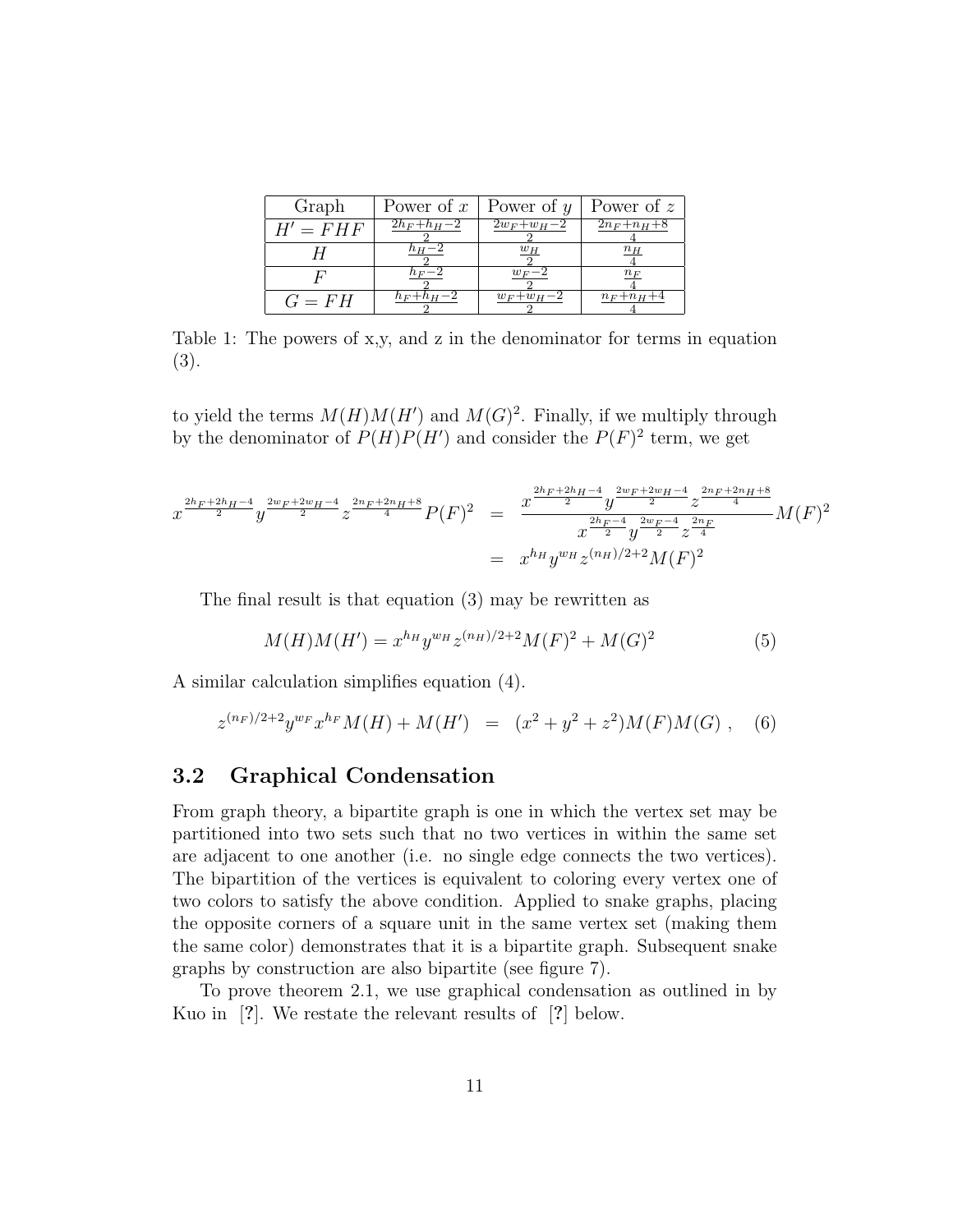| Graph | Power of $x$ | Power of $y$ | Power of $z$ |
|---|---|---|---|
| $H' = FHF$ | $\frac{2h_F+h_H-2}{2}$ | $\frac{2w_F+w_H-2}{2}$ | $\frac{2n_F+n_H+8}{4}$ |
| $H$ | $\frac{h_H-2}{2}$ | $\frac{w_H}{2}$ | $\frac{n_H}{4}$ |
| $F$ | $\frac{h_F-2}{2}$ | $\frac{w_F-2}{2}$ | $\frac{n_F}{4}$ |
| $G = FH$ | $\frac{h_F+h_H-2}{2}$ | $\frac{w_F+w_H-2}{2}$ | $\frac{n_F+n_H+4}{4}$ |

Table 1: The powers of x,y, and z in the denominator for terms in equation (3).

to yield the terms $M(H)M(H')$ and $M(G)^2$. Finally, if we multiply through by the denominator of $P(H)P(H')$ and consider the $P(F)^2$ term, we get

$$
\begin{aligned}
x^{\frac{2h_F+2h_H-4}{2}} y^{\frac{2w_F+2w_H-4}{2}} z^{\frac{2n_F+2n_H+8}{4}} P(F)^2 &= \frac{x^{\frac{2h_F+2h_H-4}{2}} y^{\frac{2w_F+2w_H-4}{2}} z^{\frac{2n_F+2n_H+8}{4}}}{x^{\frac{2h_F-4}{2}} y^{\frac{2w_F-4}{2}} z^{\frac{2n_F}{4}}} M(F)^2 \\
&= x^{h_H} y^{w_H} z^{(n_H)/2+2} M(F)^2
\end{aligned}
$$

The final result is that equation (3) may be rewritten as

$$
M(H)M(H') = x^{h_H} y^{w_H} z^{(n_H)/2+2} M(F)^2 + M(G)^2 \tag{5}
$$

A similar calculation simplifies equation (4).

$$
z^{(n_F)/2+2} y^{w_F} x^{h_F} M(H) + M(H') = (x^2 + y^2 + z^2) M(F) M(G) \ , \tag{6}
$$

## 3.2 Graphical Condensation

From graph theory, a bipartite graph is one in which the vertex set may be partitioned into two sets such that no two vertices in within the same set are adjacent to one another (i.e. no single edge connects the two vertices). The bipartition of the vertices is equivalent to coloring every vertex one of two colors to satisfy the above condition. Applied to snake graphs, placing the opposite corners of a square unit in the same vertex set (making them the same color) demonstrates that it is a bipartite graph. Subsequent snake graphs by construction are also bipartite (see figure 7).

To prove theorem 2.1, we use graphical condensation as outlined in by Kuo in [**?**]. We restate the relevant results of [**?**] below.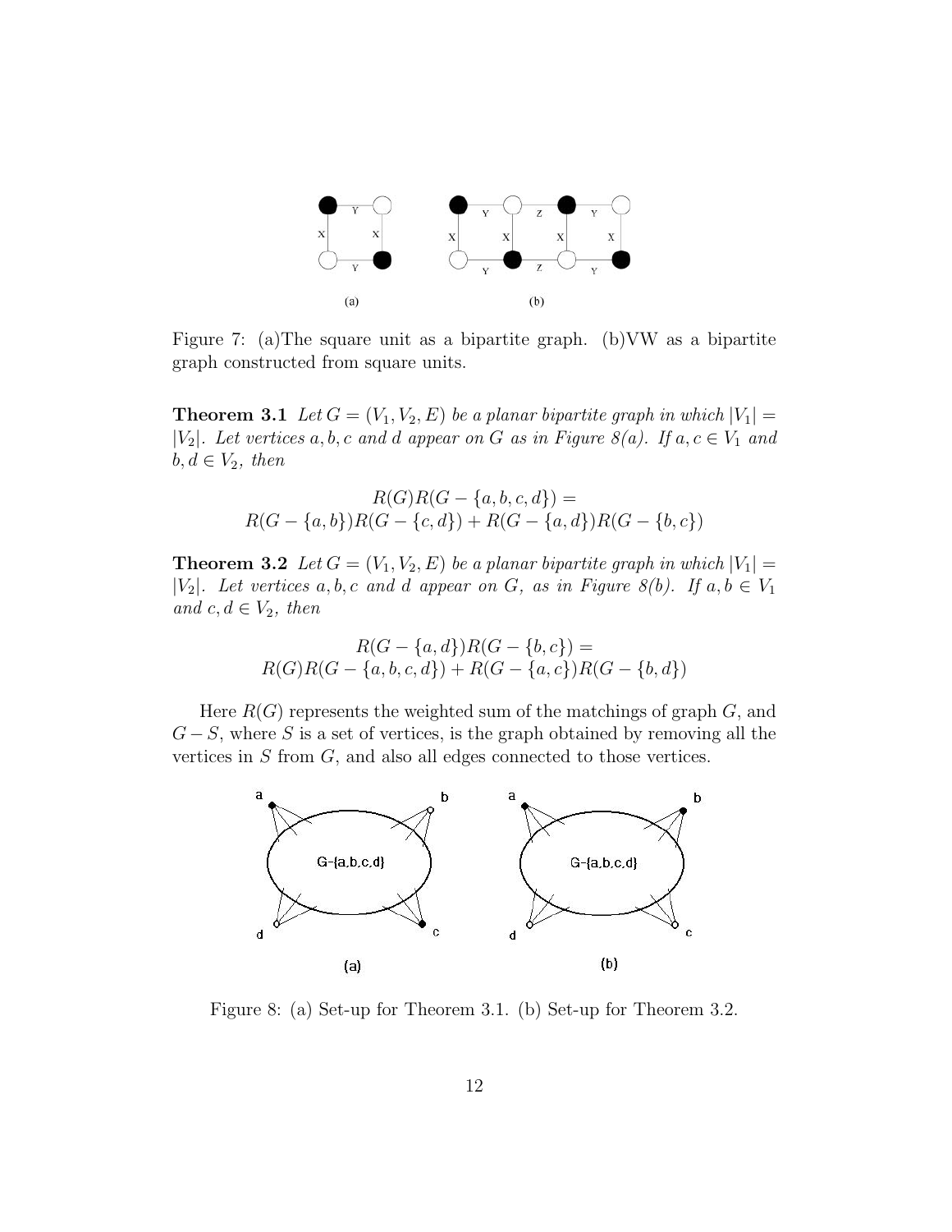Figure 7: (a)The square unit as a bipartite graph. (b)VW as a bipartite graph constructed from square units.

**Theorem 3.1** *Let $G = (V_1, V_2, E)$ be a planar bipartite graph in which $|V_1| = |V_2|$. Let vertices $a, b, c$ and $d$ appear on $G$ as in Figure 8(a). If $a, c \in V_1$ and $b, d \in V_2$, then*

$$R(G)R(G - \{a,b,c,d\}) =$$
$$R(G - \{a,b\})R(G - \{c,d\}) + R(G - \{a,d\})R(G - \{b,c\})$$

**Theorem 3.2** *Let $G = (V_1, V_2, E)$ be a planar bipartite graph in which $|V_1| = |V_2|$. Let vertices $a, b, c$ and $d$ appear on $G$, as in Figure 8(b). If $a, b \in V_1$ and $c, d \in V_2$, then*

$$R(G - \{a,d\})R(G - \{b,c\}) =$$
$$R(G)R(G - \{a,b,c,d\}) + R(G - \{a,c\})R(G - \{b,d\})$$

Here $R(G)$ represents the weighted sum of the matchings of graph $G$, and $G - S$, where $S$ is a set of vertices, is the graph obtained by removing all the vertices in $S$ from $G$, and also all edges connected to those vertices.

Figure 8: (a) Set-up for Theorem 3.1. (b) Set-up for Theorem 3.2.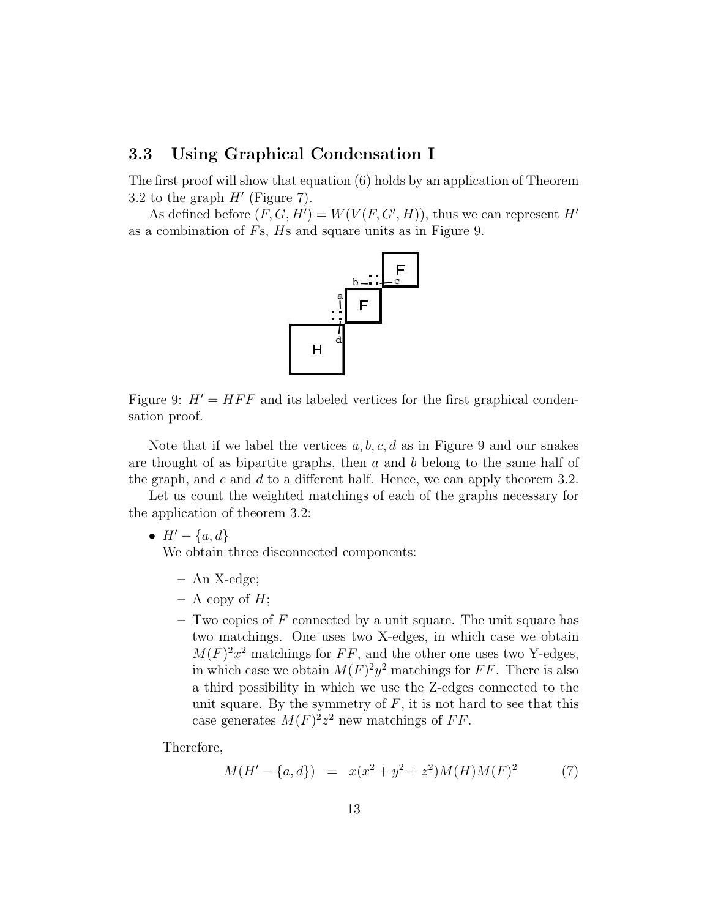### 3.3 Using Graphical Condensation I

The first proof will show that equation (6) holds by an application of Theorem 3.2 to the graph $H'$ (Figure 7).

As defined before $(F, G, H') = W(V(F, G', H))$, thus we can represent $H'$ as a combination of $F$s, $H$s and square units as in Figure 9.

Figure 9: $H' = HFF$ and its labeled vertices for the first graphical condensation proof.

Note that if we label the vertices $a, b, c, d$ as in Figure 9 and our snakes are thought of as bipartite graphs, then $a$ and $b$ belong to the same half of the graph, and $c$ and $d$ to a different half. Hence, we can apply theorem 3.2.

Let us count the weighted matchings of each of the graphs necessary for the application of theorem 3.2:

- $H' - \{a, d\}$
  We obtain three disconnected components:
  - An X-edge;
  - A copy of $H$;
  - Two copies of $F$ connected by a unit square. The unit square has two matchings. One uses two X-edges, in which case we obtain $M(F)^2x^2$ matchings for $FF$, and the other one uses two Y-edges, in which case we obtain $M(F)^2y^2$ matchings for $FF$. There is also a third possibility in which we use the Z-edges connected to the unit square. By the symmetry of $F$, it is not hard to see that this case generates $M(F)^2z^2$ new matchings of $FF$.

  Therefore,

$$M(H' - \{a, d\}) = x(x^2 + y^2 + z^2)M(H)M(F)^2 \tag{7}$$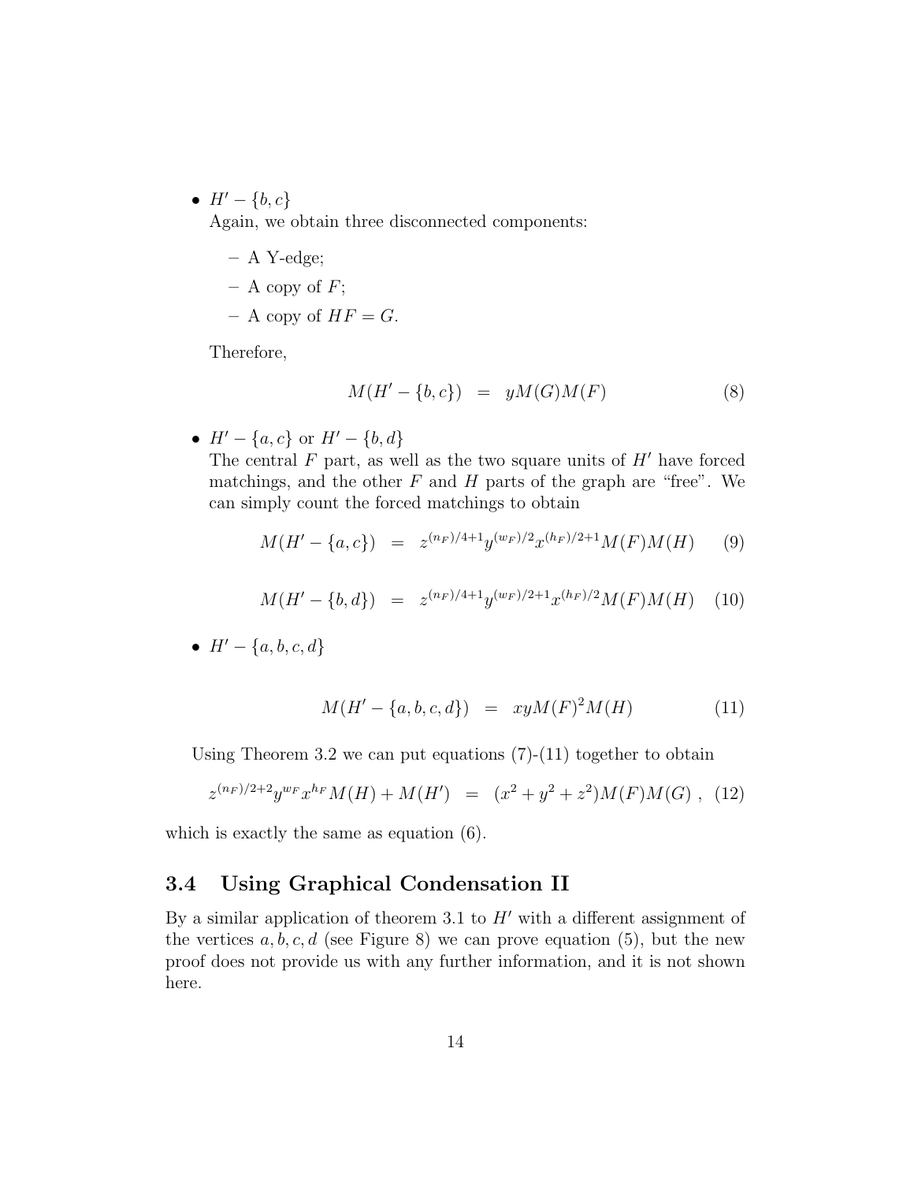- $H' - \{b, c\}$

  Again, we obtain three disconnected components:

  – A Y-edge;

  – A copy of $F$;

  – A copy of $HF = G$.

  Therefore,

$$M(H' - \{b, c\}) \;\;=\;\; yM(G)M(F) \tag{8}$$

- $H' - \{a, c\}$ or $H' - \{b, d\}$

  The central $F$ part, as well as the two square units of $H'$ have forced matchings, and the other $F$ and $H$ parts of the graph are "free". We can simply count the forced matchings to obtain

$$M(H' - \{a, c\}) \;\;=\;\; z^{(n_F)/4+1}y^{(w_F)/2}x^{(h_F)/2+1}M(F)M(H) \tag{9}$$

$$M(H' - \{b, d\}) \;\;=\;\; z^{(n_F)/4+1}y^{(w_F)/2+1}x^{(h_F)/2}M(F)M(H) \tag{10}$$

- $H' - \{a, b, c, d\}$

$$M(H' - \{a, b, c, d\}) \;\;=\;\; xyM(F)^2M(H) \tag{11}$$

Using Theorem 3.2 we can put equations (7)-(11) together to obtain

$$z^{(n_F)/2+2}y^{w_F}x^{h_F}M(H) + M(H') \;\;=\;\; (x^2 + y^2 + z^2)M(F)M(G)\;, \tag{12}$$

which is exactly the same as equation (6).

### 3.4 Using Graphical Condensation II

By a similar application of theorem 3.1 to $H'$ with a different assignment of the vertices $a, b, c, d$ (see Figure 8) we can prove equation (5), but the new proof does not provide us with any further information, and it is not shown here.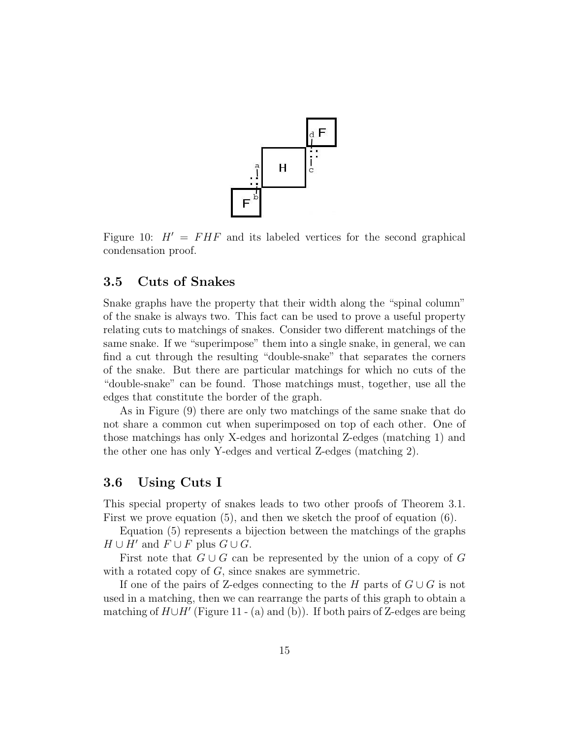Figure 10: $H' = FHF$ and its labeled vertices for the second graphical condensation proof.

### 3.5 Cuts of Snakes

Snake graphs have the property that their width along the "spinal column" of the snake is always two. This fact can be used to prove a useful property relating cuts to matchings of snakes. Consider two different matchings of the same snake. If we "superimpose" them into a single snake, in general, we can find a cut through the resulting "double-snake" that separates the corners of the snake. But there are particular matchings for which no cuts of the "double-snake" can be found. Those matchings must, together, use all the edges that constitute the border of the graph.

As in Figure (9) there are only two matchings of the same snake that do not share a common cut when superimposed on top of each other. One of those matchings has only X-edges and horizontal Z-edges (matching 1) and the other one has only Y-edges and vertical Z-edges (matching 2).

### 3.6 Using Cuts I

This special property of snakes leads to two other proofs of Theorem 3.1. First we prove equation (5), and then we sketch the proof of equation (6).

Equation (5) represents a bijection between the matchings of the graphs $H \cup H'$ and $F \cup F$ plus $G \cup G$.

First note that $G \cup G$ can be represented by the union of a copy of $G$ with a rotated copy of $G$, since snakes are symmetric.

If one of the pairs of Z-edges connecting to the $H$ parts of $G \cup G$ is not used in a matching, then we can rearrange the parts of this graph to obtain a matching of $H \cup H'$ (Figure 11 - (a) and (b)). If both pairs of Z-edges are being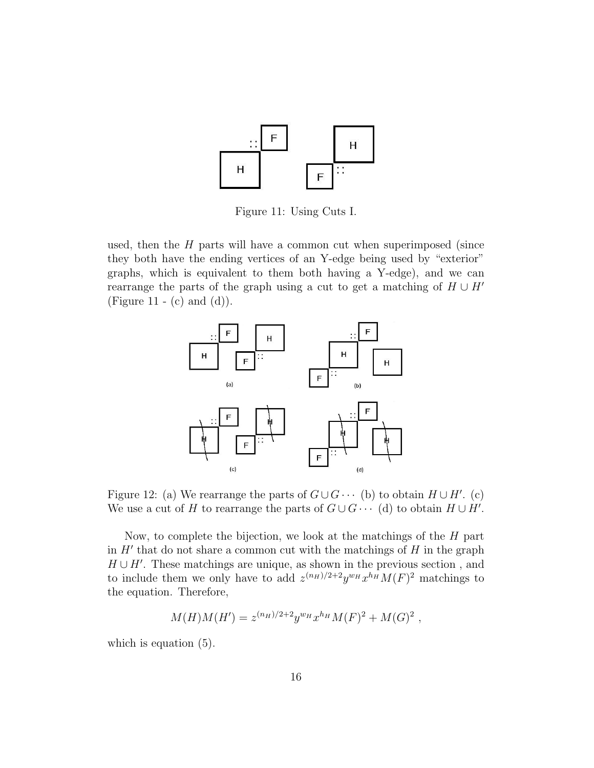Figure 11: Using Cuts I.

used, then the $H$ parts will have a common cut when superimposed (since they both have the ending vertices of an Y-edge being used by "exterior" graphs, which is equivalent to them both having a Y-edge), and we can rearrange the parts of the graph using a cut to get a matching of $H \cup H'$ (Figure 11 - (c) and (d)).

Figure 12: (a) We rearrange the parts of $G \cup G \cdots$ (b) to obtain $H \cup H'$. (c) We use a cut of $H$ to rearrange the parts of $G \cup G \cdots$ (d) to obtain $H \cup H'$.

Now, to complete the bijection, we look at the matchings of the $H$ part in $H'$ that do not share a common cut with the matchings of $H$ in the graph $H \cup H'$. These matchings are unique, as shown in the previous section , and to include them we only have to add $z^{(n_H)/2+2} y^{w_H} x^{h_H} M(F)^2$ matchings to the equation. Therefore,

$$M(H)M(H') = z^{(n_H)/2+2} y^{w_H} x^{h_H} M(F)^2 + M(G)^2 \ ,$$

which is equation (5).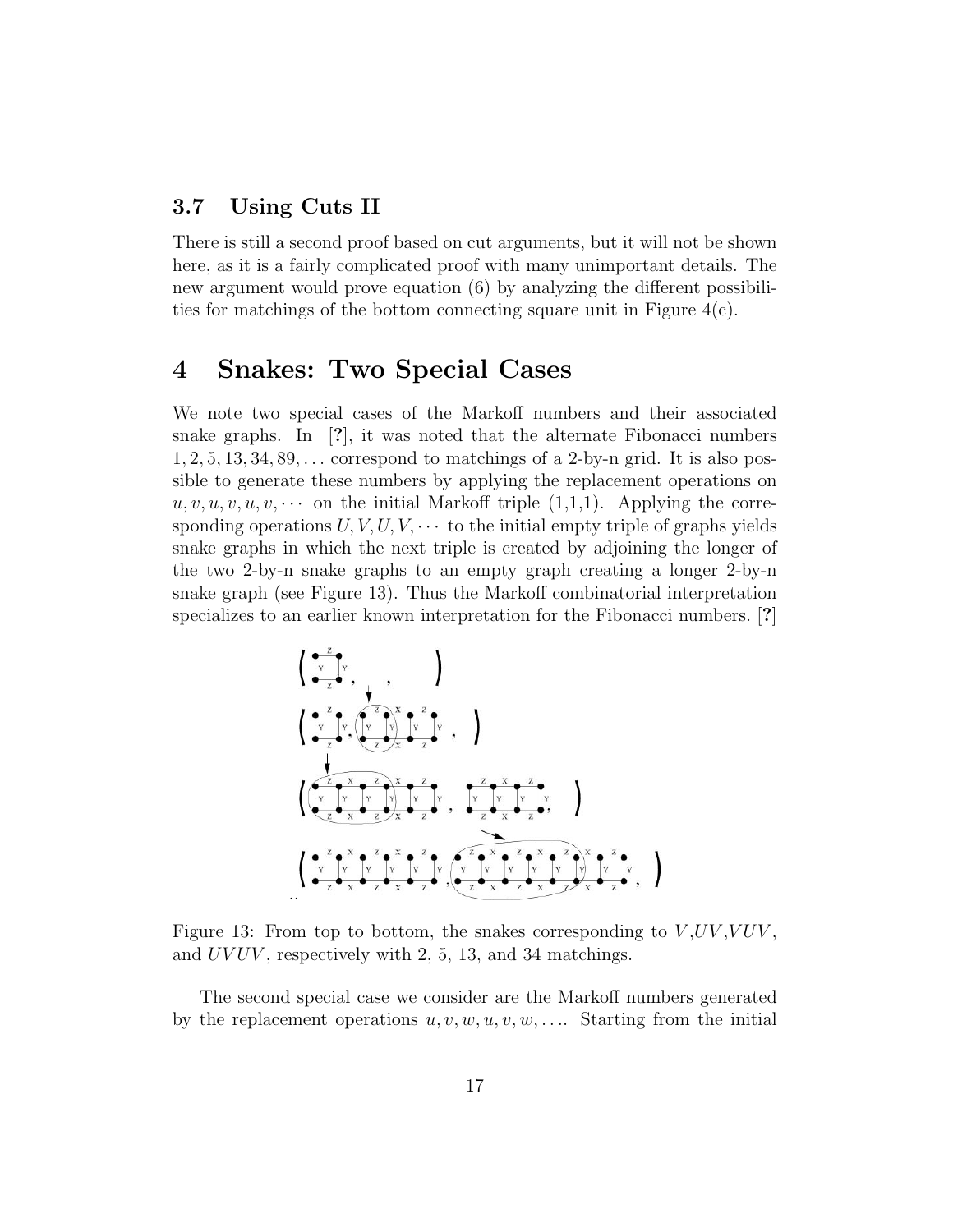### 3.7 Using Cuts II

There is still a second proof based on cut arguments, but it will not be shown here, as it is a fairly complicated proof with many unimportant details. The new argument would prove equation (6) by analyzing the different possibilities for matchings of the bottom connecting square unit in Figure 4(c).

## 4 Snakes: Two Special Cases

We note two special cases of the Markoff numbers and their associated snake graphs. In [?], it was noted that the alternate Fibonacci numbers $1, 2, 5, 13, 34, 89, \ldots$ correspond to matchings of a 2-by-n grid. It is also possible to generate these numbers by applying the replacement operations on $u, v, u, v, u, v, \cdots$ on the initial Markoff triple (1,1,1). Applying the corresponding operations $U, V, U, V, \cdots$ to the initial empty triple of graphs yields snake graphs in which the next triple is created by adjoining the longer of the two 2-by-n snake graphs to an empty graph creating a longer 2-by-n snake graph (see Figure 13). Thus the Markoff combinatorial interpretation specializes to an earlier known interpretation for the Fibonacci numbers. [?]

Figure 13: From top to bottom, the snakes corresponding to $V$,$UV$,$VUV$, and $UVUV$, respectively with 2, 5, 13, and 34 matchings.

The second special case we consider are the Markoff numbers generated by the replacement operations $u, v, w, u, v, w, \ldots$. Starting from the initial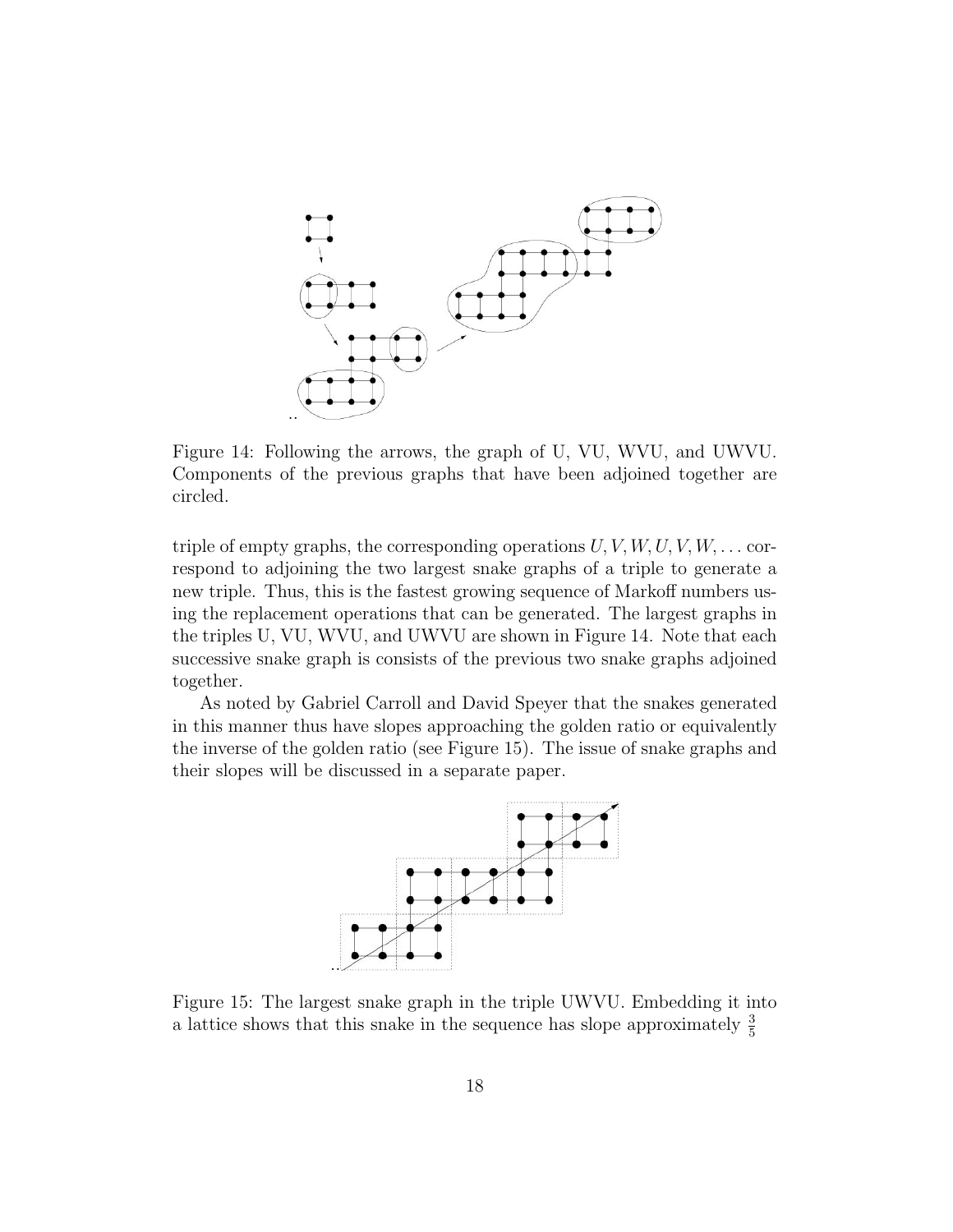Figure 14: Following the arrows, the graph of U, VU, WVU, and UWVU. Components of the previous graphs that have been adjoined together are circled.

triple of empty graphs, the corresponding operations $U, V, W, U, V, W, \ldots$ correspond to adjoining the two largest snake graphs of a triple to generate a new triple. Thus, this is the fastest growing sequence of Markoff numbers using the replacement operations that can be generated. The largest graphs in the triples U, VU, WVU, and UWVU are shown in Figure 14. Note that each successive snake graph is consists of the previous two snake graphs adjoined together.

As noted by Gabriel Carroll and David Speyer that the snakes generated in this manner thus have slopes approaching the golden ratio or equivalently the inverse of the golden ratio (see Figure 15). The issue of snake graphs and their slopes will be discussed in a separate paper.

Figure 15: The largest snake graph in the triple UWVU. Embedding it into a lattice shows that this snake in the sequence has slope approximately $\frac{3}{5}$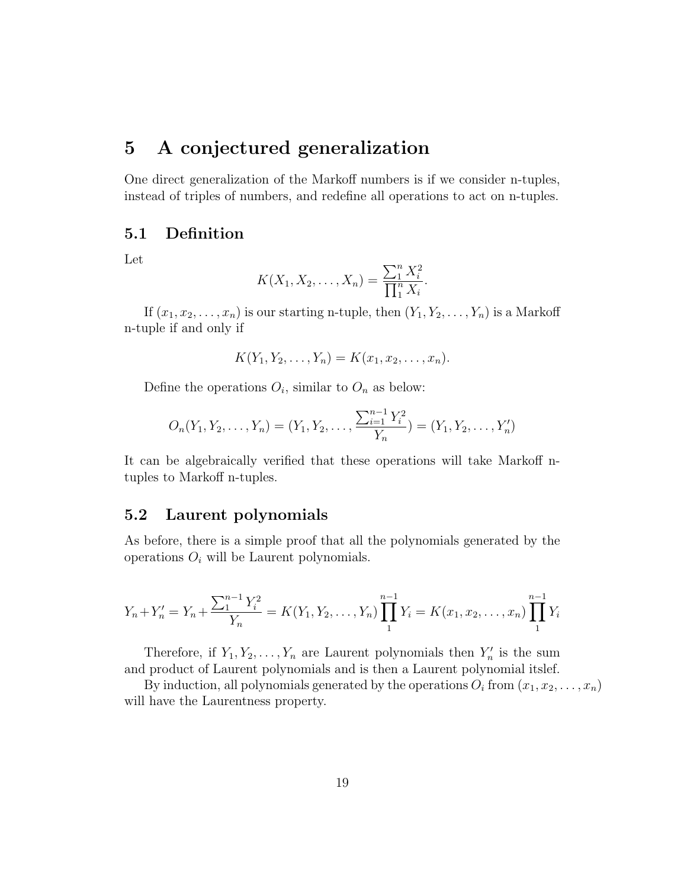# 5 A conjectured generalization

One direct generalization of the Markoff numbers is if we consider n-tuples, instead of triples of numbers, and redefine all operations to act on n-tuples.

## 5.1 Definition

Let

$$K(X_1, X_2, \ldots, X_n) = \frac{\sum_1^n X_i^2}{\prod_1^n X_i}.$$

If $(x_1, x_2, \ldots, x_n)$ is our starting n-tuple, then $(Y_1, Y_2, \ldots, Y_n)$ is a Markoff n-tuple if and only if

$$K(Y_1, Y_2, \ldots, Y_n) = K(x_1, x_2, \ldots, x_n).$$

Define the operations $O_i$, similar to $O_n$ as below:

$$O_n(Y_1, Y_2, \ldots, Y_n) = (Y_1, Y_2, \ldots, \frac{\sum_{i=1}^{n-1} Y_i^2}{Y_n}) = (Y_1, Y_2, \ldots, Y_n')$$

It can be algebraically verified that these operations will take Markoff n-tuples to Markoff n-tuples.

## 5.2 Laurent polynomials

As before, there is a simple proof that all the polynomials generated by the operations $O_i$ will be Laurent polynomials.

$$Y_n + Y_n' = Y_n + \frac{\sum_1^{n-1} Y_i^2}{Y_n} = K(Y_1, Y_2, \ldots, Y_n) \prod_1^{n-1} Y_i = K(x_1, x_2, \ldots, x_n) \prod_1^{n-1} Y_i$$

Therefore, if $Y_1, Y_2, \ldots, Y_n$ are Laurent polynomials then $Y_n'$ is the sum and product of Laurent polynomials and is then a Laurent polynomial itslef.

By induction, all polynomials generated by the operations $O_i$ from $(x_1, x_2, \ldots, x_n)$ will have the Laurentness property.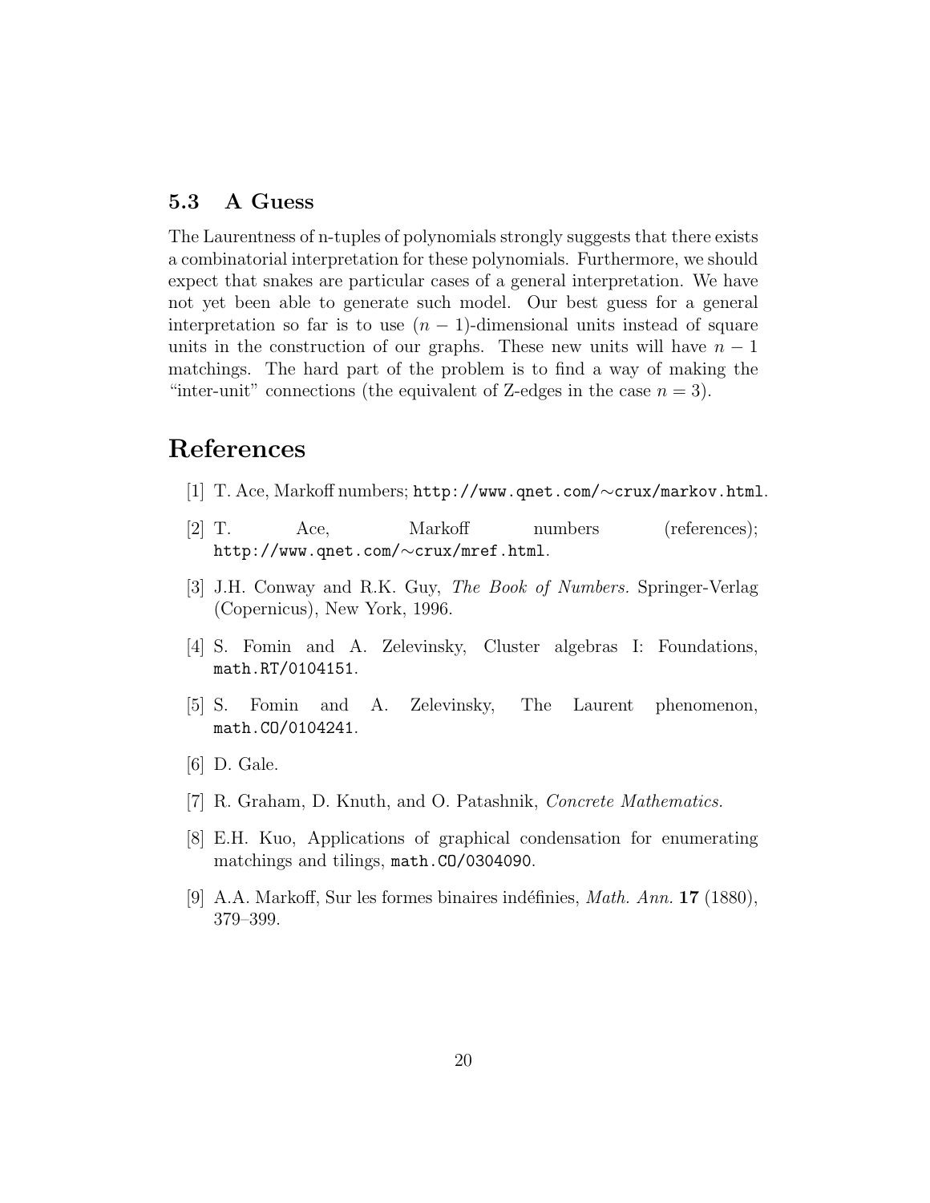### 5.3 A Guess

The Laurentness of n-tuples of polynomials strongly suggests that there exists a combinatorial interpretation for these polynomials. Furthermore, we should expect that snakes are particular cases of a general interpretation. We have not yet been able to generate such model. Our best guess for a general interpretation so far is to use $(n-1)$-dimensional units instead of square units in the construction of our graphs. These new units will have $n-1$ matchings. The hard part of the problem is to find a way of making the "inter-unit" connections (the equivalent of Z-edges in the case $n = 3$).

## References

[1] T. Ace, Markoff numbers; `http://www.qnet.com/~crux/markov.html`.

[2] T. Ace, Markoff numbers (references); `http://www.qnet.com/~crux/mref.html`.

[3] J.H. Conway and R.K. Guy, *The Book of Numbers.* Springer-Verlag (Copernicus), New York, 1996.

[4] S. Fomin and A. Zelevinsky, Cluster algebras I: Foundations, `math.RT/0104151`.

[5] S. Fomin and A. Zelevinsky, The Laurent phenomenon, `math.CO/0104241`.

[6] D. Gale.

[7] R. Graham, D. Knuth, and O. Patashnik, *Concrete Mathematics.*

[8] E.H. Kuo, Applications of graphical condensation for enumerating matchings and tilings, `math.CO/0304090`.

[9] A.A. Markoff, Sur les formes binaires indéfinies, *Math. Ann.* **17** (1880), 379–399.